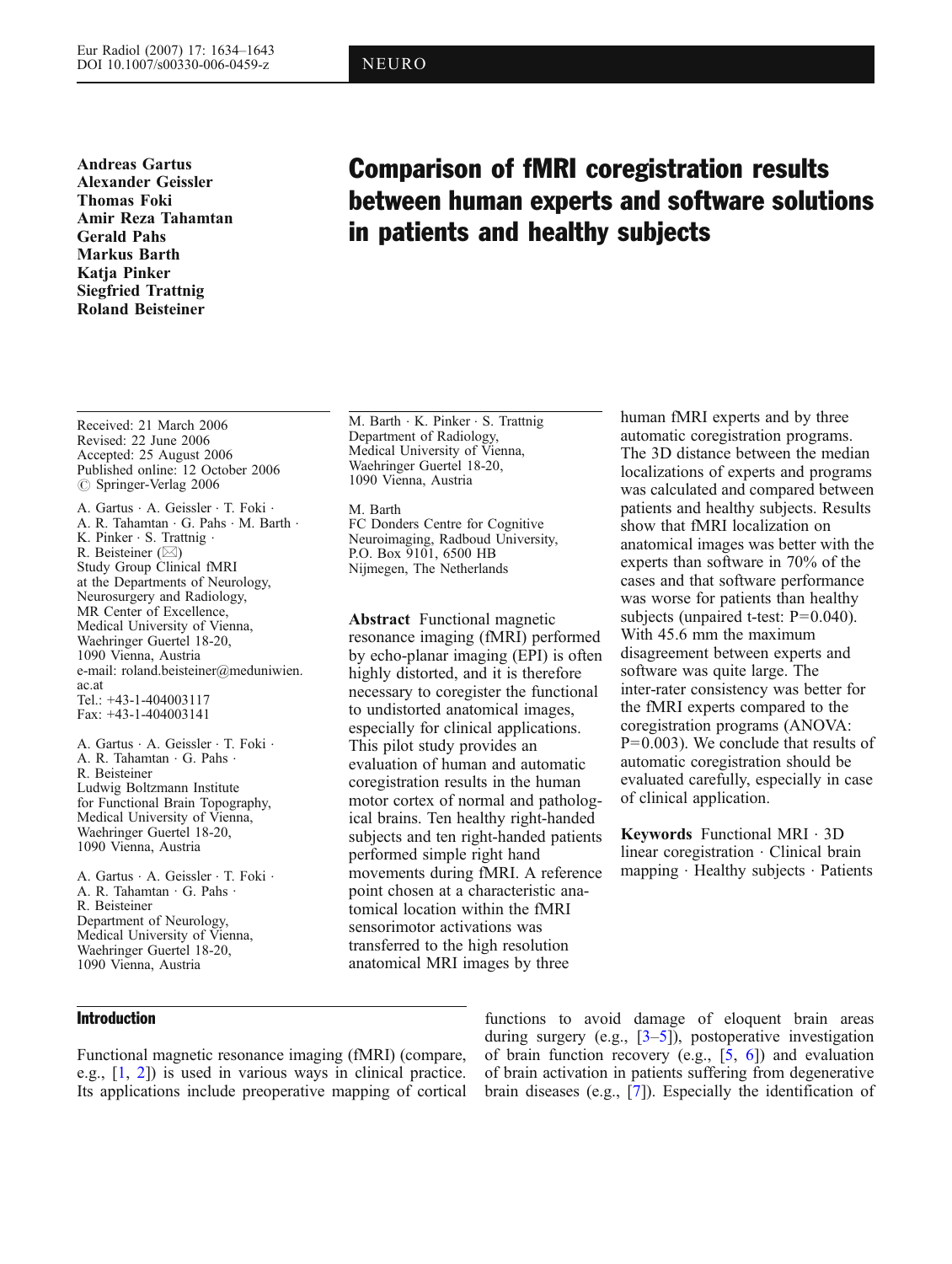NEURO

**Andreas Gartus**
**Alexander Geissler**
**Thomas Foki**
**Amir Reza Tahamtan**
**Gerald Pahs**
**Markus Barth**
**Katja Pinker**
**Siegfried Trattnig**
**Roland Beisteiner**

# Comparison of fMRI coregistration results between human experts and software solutions in patients and healthy subjects

Received: 21 March 2006
Revised: 22 June 2006
Accepted: 25 August 2006
Published online: 12 October 2006
© Springer-Verlag 2006

A. Gartus · A. Geissler · T. Foki · A. R. Tahamtan · G. Pahs · M. Barth · K. Pinker · S. Trattnig · R. Beisteiner (✉)
Study Group Clinical fMRI at the Departments of Neurology, Neurosurgery and Radiology, MR Center of Excellence, Medical University of Vienna, Waehringer Guertel 18-20, 1090 Vienna, Austria
e-mail: roland.beisteiner@meduniwien.ac.at
Tel.: +43-1-404003117
Fax: +43-1-404003141

A. Gartus · A. Geissler · T. Foki · A. R. Tahamtan · G. Pahs · R. Beisteiner
Ludwig Boltzmann Institute for Functional Brain Topography, Medical University of Vienna, Waehringer Guertel 18-20, 1090 Vienna, Austria

A. Gartus · A. Geissler · T. Foki · A. R. Tahamtan · G. Pahs · R. Beisteiner
Department of Neurology, Medical University of Vienna, Waehringer Guertel 18-20, 1090 Vienna, Austria

M. Barth · K. Pinker · S. Trattnig
Department of Radiology, Medical University of Vienna, Waehringer Guertel 18-20, 1090 Vienna, Austria

M. Barth
FC Donders Centre for Cognitive Neuroimaging, Radboud University, P.O. Box 9101, 6500 HB Nijmegen, The Netherlands

**Abstract** Functional magnetic resonance imaging (fMRI) performed by echo-planar imaging (EPI) is often highly distorted, and it is therefore necessary to coregister the functional to undistorted anatomical images, especially for clinical applications. This pilot study provides an evaluation of human and automatic coregistration results in the human motor cortex of normal and pathological brains. Ten healthy right-handed subjects and ten right-handed patients performed simple right hand movements during fMRI. A reference point chosen at a characteristic anatomical location within the fMRI sensorimotor activations was transferred to the high resolution anatomical MRI images by three human fMRI experts and by three automatic coregistration programs. The 3D distance between the median localizations of experts and programs was calculated and compared between patients and healthy subjects. Results show that fMRI localization on anatomical images was better with the experts than software in 70% of the cases and that software performance was worse for patients than healthy subjects (unpaired t-test: P=0.040). With 45.6 mm the maximum disagreement between experts and software was quite large. The inter-rater consistency was better for the fMRI experts compared to the coregistration programs (ANOVA: P=0.003). We conclude that results of automatic coregistration should be evaluated carefully, especially in case of clinical application.

**Keywords** Functional MRI · 3D linear coregistration · Clinical brain mapping · Healthy subjects · Patients

## Introduction

Functional magnetic resonance imaging (fMRI) (compare, e.g., [1, 2]) is used in various ways in clinical practice. Its applications include preoperative mapping of cortical functions to avoid damage of eloquent brain areas during surgery (e.g., [3–5]), postoperative investigation of brain function recovery (e.g., [5, 6]) and evaluation of brain activation in patients suffering from degenerative brain diseases (e.g., [7]). Especially the identification of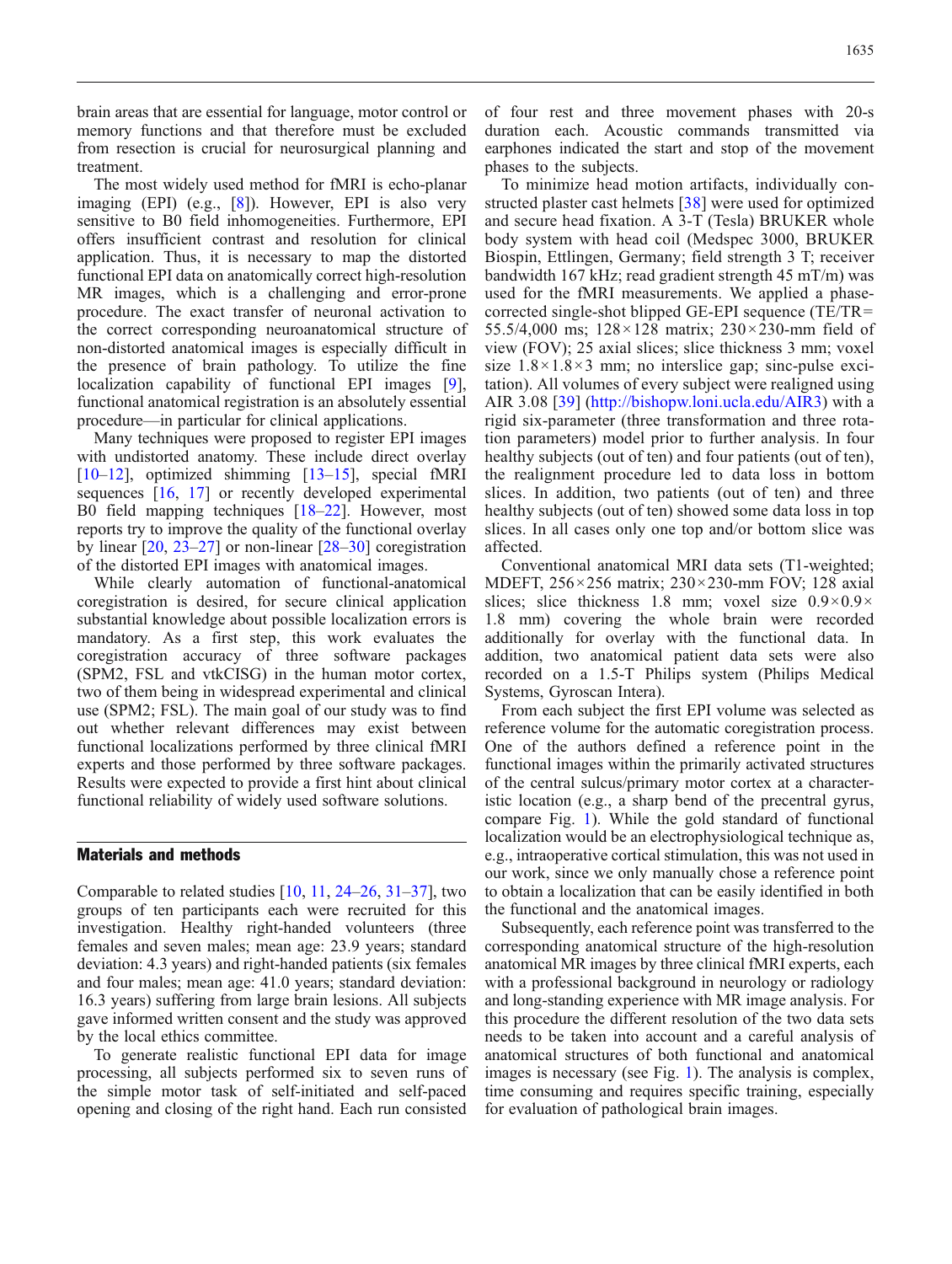brain areas that are essential for language, motor control or memory functions and that therefore must be excluded from resection is crucial for neurosurgical planning and treatment.

The most widely used method for fMRI is echo-planar imaging (EPI) (e.g., [8]). However, EPI is also very sensitive to B0 field inhomogeneities. Furthermore, EPI offers insufficient contrast and resolution for clinical application. Thus, it is necessary to map the distorted functional EPI data on anatomically correct high-resolution MR images, which is a challenging and error-prone procedure. The exact transfer of neuronal activation to the correct corresponding neuroanatomical structure of non-distorted anatomical images is especially difficult in the presence of brain pathology. To utilize the fine localization capability of functional EPI images [9], functional anatomical registration is an absolutely essential procedure—in particular for clinical applications.

Many techniques were proposed to register EPI images with undistorted anatomy. These include direct overlay [10–12], optimized shimming [13–15], special fMRI sequences [16, 17] or recently developed experimental B0 field mapping techniques [18–22]. However, most reports try to improve the quality of the functional overlay by linear [20, 23–27] or non-linear [28–30] coregistration of the distorted EPI images with anatomical images.

While clearly automation of functional-anatomical coregistration is desired, for secure clinical application substantial knowledge about possible localization errors is mandatory. As a first step, this work evaluates the coregistration accuracy of three software packages (SPM2, FSL and vtkCISG) in the human motor cortex, two of them being in widespread experimental and clinical use (SPM2; FSL). The main goal of our study was to find out whether relevant differences may exist between functional localizations performed by three clinical fMRI experts and those performed by three software packages. Results were expected to provide a first hint about clinical functional reliability of widely used software solutions.

## Materials and methods

Comparable to related studies [10, 11, 24–26, 31–37], two groups of ten participants each were recruited for this investigation. Healthy right-handed volunteers (three females and seven males; mean age: 23.9 years; standard deviation: 4.3 years) and right-handed patients (six females and four males; mean age: 41.0 years; standard deviation: 16.3 years) suffering from large brain lesions. All subjects gave informed written consent and the study was approved by the local ethics committee.

To generate realistic functional EPI data for image processing, all subjects performed six to seven runs of the simple motor task of self-initiated and self-paced opening and closing of the right hand. Each run consisted of four rest and three movement phases with 20-s duration each. Acoustic commands transmitted via earphones indicated the start and stop of the movement phases to the subjects.

To minimize head motion artifacts, individually constructed plaster cast helmets [38] were used for optimized and secure head fixation. A 3-T (Tesla) BRUKER whole body system with head coil (Medspec 3000, BRUKER Biospin, Ettlingen, Germany; field strength 3 T; receiver bandwidth 167 kHz; read gradient strength 45 mT/m) was used for the fMRI measurements. We applied a phase-corrected single-shot blipped GE-EPI sequence (TE/TR= 55.5/4,000 ms; 128×128 matrix; 230×230-mm field of view (FOV); 25 axial slices; slice thickness 3 mm; voxel size 1.8×1.8×3 mm; no interslice gap; sinc-pulse excitation). All volumes of every subject were realigned using AIR 3.08 [39] (http://bishopw.loni.ucla.edu/AIR3) with a rigid six-parameter (three transformation and three rotation parameters) model prior to further analysis. In four healthy subjects (out of ten) and four patients (out of ten), the realignment procedure led to data loss in bottom slices. In addition, two patients (out of ten) and three healthy subjects (out of ten) showed some data loss in top slices. In all cases only one top and/or bottom slice was affected.

Conventional anatomical MRI data sets (T1-weighted; MDEFT, 256×256 matrix; 230×230-mm FOV; 128 axial slices; slice thickness 1.8 mm; voxel size 0.9×0.9× 1.8 mm) covering the whole brain were recorded additionally for overlay with the functional data. In addition, two anatomical patient data sets were also recorded on a 1.5-T Philips system (Philips Medical Systems, Gyroscan Intera).

From each subject the first EPI volume was selected as reference volume for the automatic coregistration process. One of the authors defined a reference point in the functional images within the primarily activated structures of the central sulcus/primary motor cortex at a characteristic location (e.g., a sharp bend of the precentral gyrus, compare Fig. 1). While the gold standard of functional localization would be an electrophysiological technique as, e.g., intraoperative cortical stimulation, this was not used in our work, since we only manually chose a reference point to obtain a localization that can be easily identified in both the functional and the anatomical images.

Subsequently, each reference point was transferred to the corresponding anatomical structure of the high-resolution anatomical MR images by three clinical fMRI experts, each with a professional background in neurology or radiology and long-standing experience with MR image analysis. For this procedure the different resolution of the two data sets needs to be taken into account and a careful analysis of anatomical structures of both functional and anatomical images is necessary (see Fig. 1). The analysis is complex, time consuming and requires specific training, especially for evaluation of pathological brain images.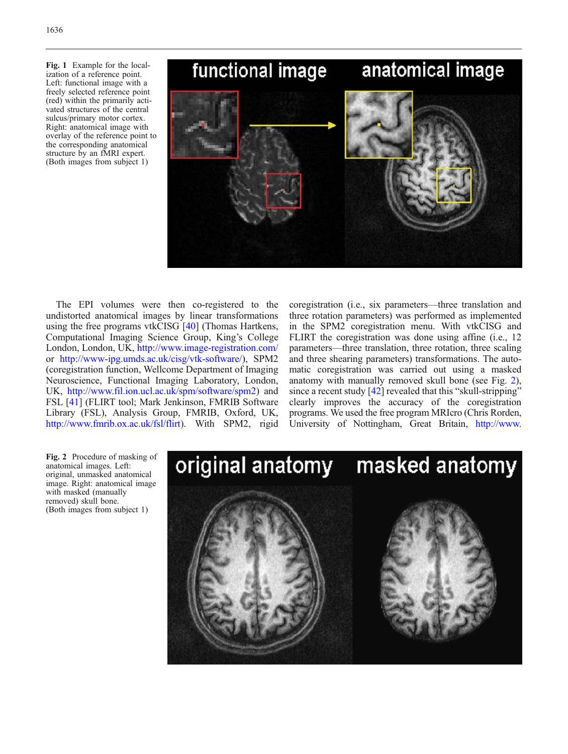**Fig. 1** Example for the localization of a reference point. Left: functional image with a freely selected reference point (red) within the primarily activated structures of the central sulcus/primary motor cortex. Right: anatomical image with overlay of the reference point to the corresponding anatomical structure by an fMRI expert. (Both images from subject 1)

The EPI volumes were then co-registered to the undistorted anatomical images by linear transformations using the free programs vtkCISG [40] (Thomas Hartkens, Computational Imaging Science Group, King's College London, London, UK, http://www.image-registration.com/ or http://www-ipg.umds.ac.uk/cisg/vtk-software/), SPM2 (coregistration function, Wellcome Department of Imaging Neuroscience, Functional Imaging Laboratory, London, UK, http://www.fil.ion.ucl.ac.uk/spm/software/spm2) and FSL [41] (FLIRT tool; Mark Jenkinson, FMRIB Software Library (FSL), Analysis Group, FMRIB, Oxford, UK, http://www.fmrib.ox.ac.uk/fsl/flirt). With SPM2, rigid coregistration (i.e., six parameters—three translation and three rotation parameters) was performed as implemented in the SPM2 coregistration menu. With vtkCISG and FLIRT the coregistration was done using affine (i.e., 12 parameters—three translation, three rotation, three scaling and three shearing parameters) transformations. The automatic coregistration was carried out using a masked anatomy with manually removed skull bone (see Fig. 2), since a recent study [42] revealed that this "skull-stripping" clearly improves the accuracy of the coregistration programs. We used the free program MRIcro (Chris Rorden, University of Nottingham, Great Britain, http://www.

**Fig. 2** Procedure of masking of anatomical images. Left: original, unmasked anatomical image. Right: anatomical image with masked (manually removed) skull bone. (Both images from subject 1)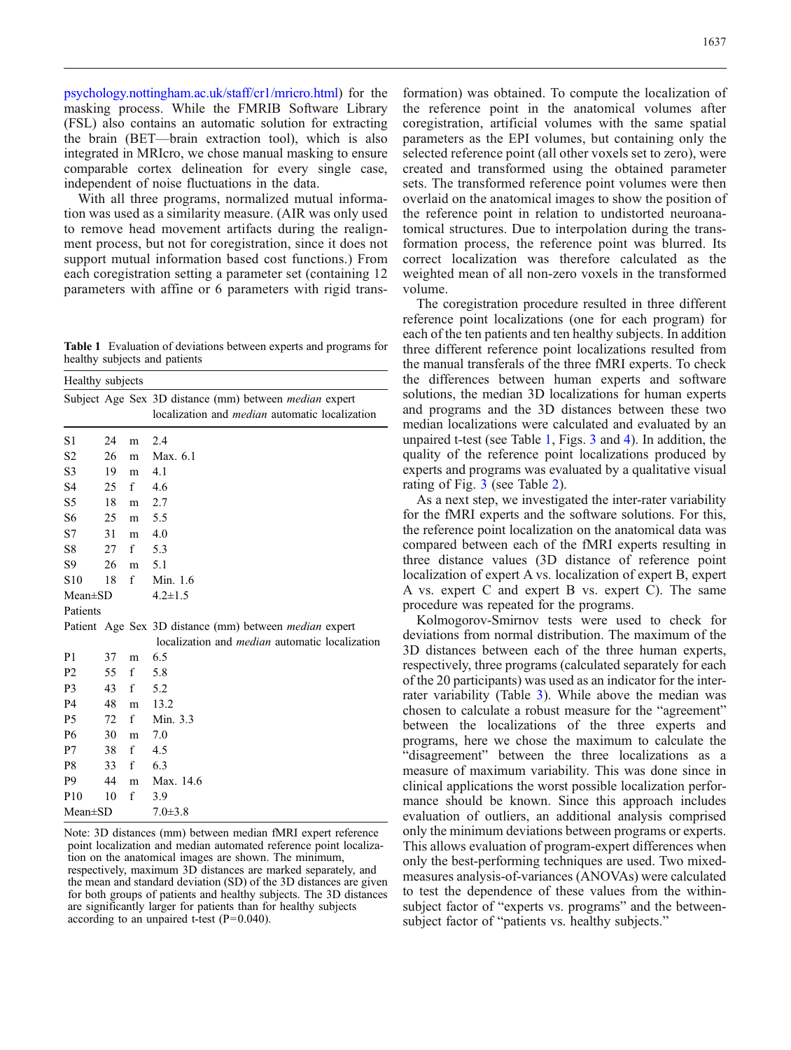psychology.nottingham.ac.uk/staff/cr1/mricro.html) for the masking process. While the FMRIB Software Library (FSL) also contains an automatic solution for extracting the brain (BET—brain extraction tool), which is also integrated in MRIcro, we chose manual masking to ensure comparable cortex delineation for every single case, independent of noise fluctuations in the data.

With all three programs, normalized mutual information was used as a similarity measure. (AIR was only used to remove head movement artifacts during the realignment process, but not for coregistration, since it does not support mutual information based cost functions.) From each coregistration setting a parameter set (containing 12 parameters with affine or 6 parameters with rigid transformation) was obtained. To compute the localization of the reference point in the anatomical volumes after coregistration, artificial volumes with the same spatial parameters as the EPI volumes, but containing only the selected reference point (all other voxels set to zero), were created and transformed using the obtained parameter sets. The transformed reference point volumes were then overlaid on the anatomical images to show the position of the reference point in relation to undistorted neuroanatomical structures. Due to interpolation during the transformation process, the reference point was blurred. Its correct localization was therefore calculated as the weighted mean of all non-zero voxels in the transformed volume.

**Table 1** Evaluation of deviations between experts and programs for healthy subjects and patients

| Healthy subjects | | | |
|---|---|---|---|
| Subject | Age | Sex | 3D distance (mm) between *median* expert localization and *median* automatic localization |
| S1 | 24 | m | 2.4 |
| S2 | 26 | m | Max. 6.1 |
| S3 | 19 | m | 4.1 |
| S4 | 25 | f | 4.6 |
| S5 | 18 | m | 2.7 |
| S6 | 25 | m | 5.5 |
| S7 | 31 | m | 4.0 |
| S8 | 27 | f | 5.3 |
| S9 | 26 | m | 5.1 |
| S10 | 18 | f | Min. 1.6 |
| Mean±SD | | | 4.2±1.5 |
| **Patients** | | | |
| Patient | Age | Sex | 3D distance (mm) between *median* expert localization and *median* automatic localization |
| P1 | 37 | m | 6.5 |
| P2 | 55 | f | 5.8 |
| P3 | 43 | f | 5.2 |
| P4 | 48 | m | 13.2 |
| P5 | 72 | f | Min. 3.3 |
| P6 | 30 | m | 7.0 |
| P7 | 38 | f | 4.5 |
| P8 | 33 | f | 6.3 |
| P9 | 44 | m | Max. 14.6 |
| P10 | 10 | f | 3.9 |
| Mean±SD | | | 7.0±3.8 |

Note: 3D distances (mm) between median fMRI expert reference point localization and median automated reference point localization on the anatomical images are shown. The minimum, respectively, maximum 3D distances are marked separately, and the mean and standard deviation (SD) of the 3D distances are given for both groups of patients and healthy subjects. The 3D distances are significantly larger for patients than for healthy subjects according to an unpaired t-test ($P=0.040$).

The coregistration procedure resulted in three different reference point localizations (one for each program) for each of the ten patients and ten healthy subjects. In addition three different reference point localizations resulted from the manual transferals of the three fMRI experts. To check the differences between human experts and software solutions, the median 3D localizations for human experts and programs and the 3D distances between these two median localizations were calculated and evaluated by an unpaired t-test (see Table 1, Figs. 3 and 4). In addition, the quality of the reference point localizations produced by experts and programs was evaluated by a qualitative visual rating of Fig. 3 (see Table 2).

As a next step, we investigated the inter-rater variability for the fMRI experts and the software solutions. For this, the reference point localization on the anatomical data was compared between each of the fMRI experts resulting in three distance values (3D distance of reference point localization of expert A vs. localization of expert B, expert A vs. expert C and expert B vs. expert C). The same procedure was repeated for the programs.

Kolmogorov-Smirnov tests were used to check for deviations from normal distribution. The maximum of the 3D distances between each of the three human experts, respectively, three programs (calculated separately for each of the 20 participants) was used as an indicator for the inter-rater variability (Table 3). While above the median was chosen to calculate a robust measure for the "agreement" between the localizations of the three experts and programs, here we chose the maximum to calculate the "disagreement" between the three localizations as a measure of maximum variability. This was done since in clinical applications the worst possible localization performance should be known. Since this approach includes evaluation of outliers, an additional analysis comprised only the minimum deviations between programs or experts. This allows evaluation of program-expert differences when only the best-performing techniques are used. Two mixed-measures analysis-of-variances (ANOVAs) were calculated to test the dependence of these values from the within-subject factor of "experts vs. programs" and the between-subject factor of "patients vs. healthy subjects."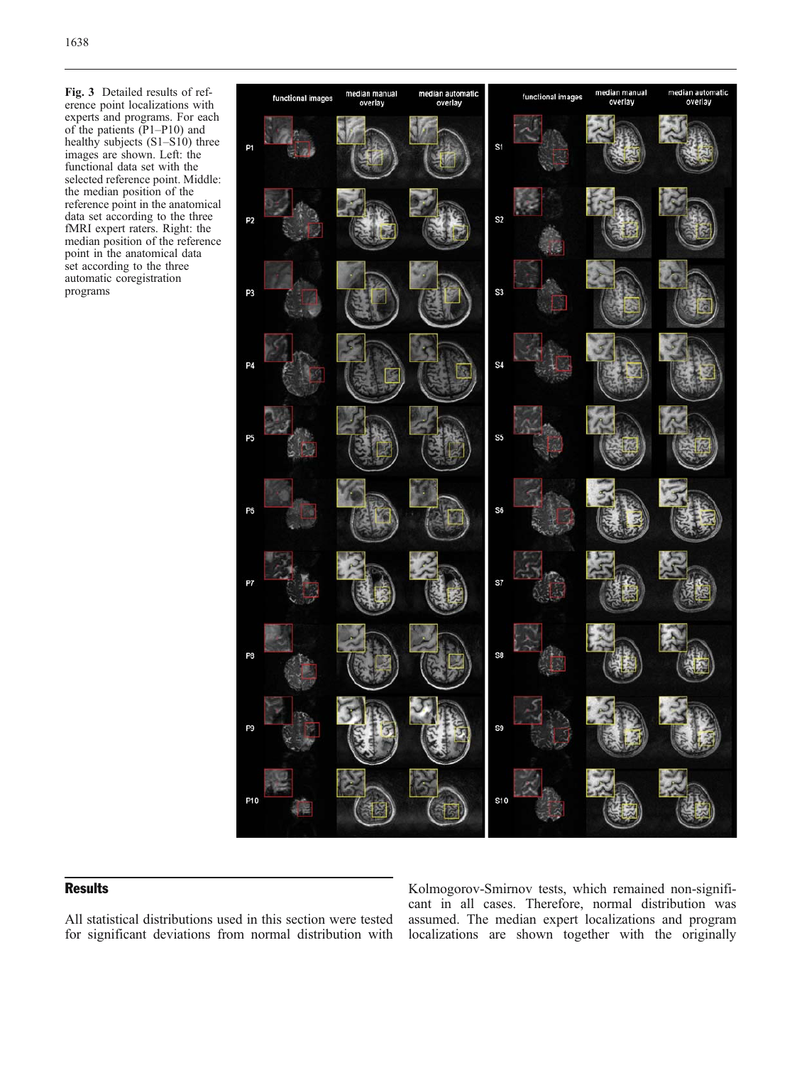**Fig. 3** Detailed results of reference point localizations with experts and programs. For each of the patients (P1–P10) and healthy subjects (S1–S10) three images are shown. Left: the functional data set with the selected reference point. Middle: the median position of the reference point in the anatomical data set according to the three fMRI expert raters. Right: the median position of the reference point in the anatomical data set according to the three automatic coregistration programs

## Results

All statistical distributions used in this section were tested for significant deviations from normal distribution with Kolmogorov-Smirnov tests, which remained non-significant in all cases. Therefore, normal distribution was assumed. The median expert localizations and program localizations are shown together with the originally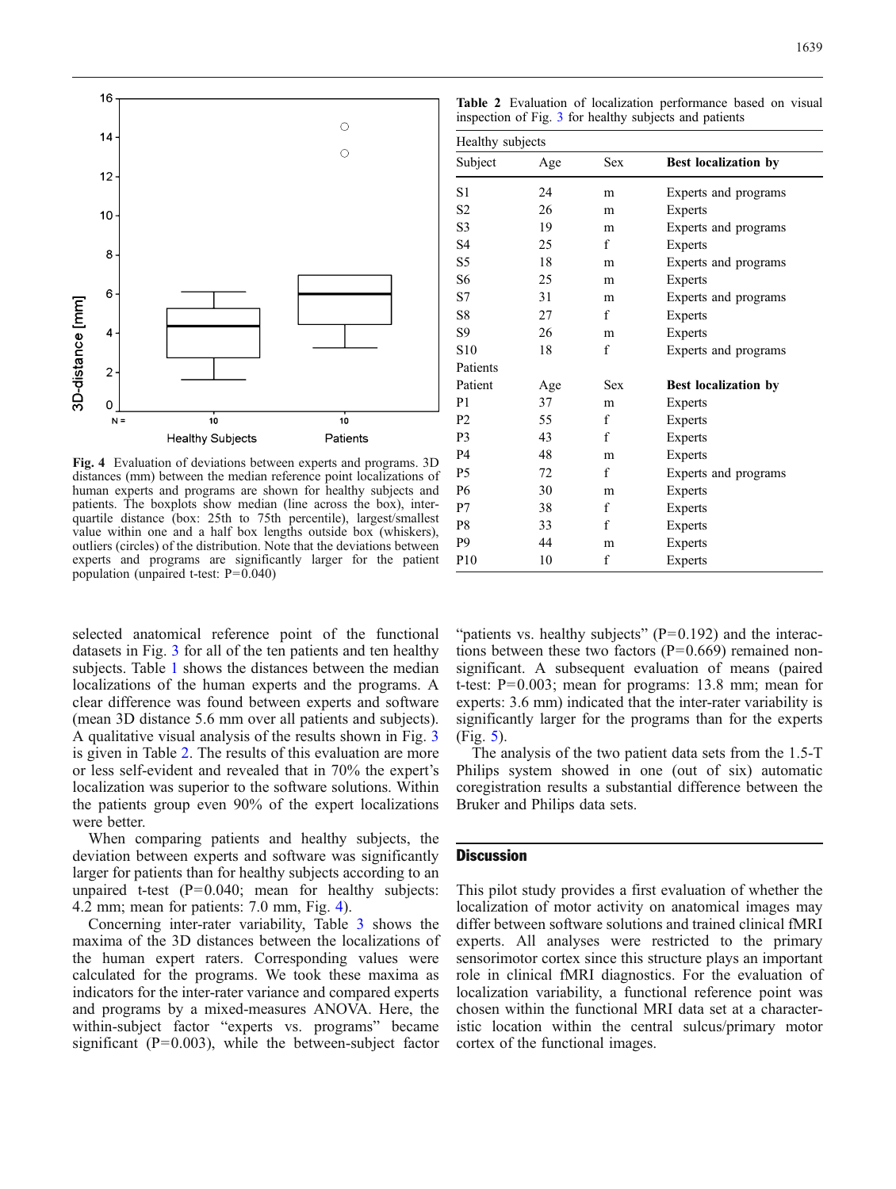Fig. 4 Evaluation of deviations between experts and programs. 3D distances (mm) between the median reference point localizations of human experts and programs are shown for healthy subjects and patients. The boxplots show median (line across the box), interquartile distance (box: 25th to 75th percentile), largest/smallest value within one and a half box lengths outside box (whiskers), outliers (circles) of the distribution. Note that the deviations between experts and programs are significantly larger for the patient population (unpaired t-test: P=0.040)

**Table 2** Evaluation of localization performance based on visual inspection of Fig. 3 for healthy subjects and patients

| Healthy subjects | | | |
|---|---|---|---|
| Subject | Age | Sex | **Best localization by** |
| S1 | 24 | m | Experts and programs |
| S2 | 26 | m | Experts |
| S3 | 19 | m | Experts and programs |
| S4 | 25 | f | Experts |
| S5 | 18 | m | Experts and programs |
| S6 | 25 | m | Experts |
| S7 | 31 | m | Experts and programs |
| S8 | 27 | f | Experts |
| S9 | 26 | m | Experts |
| S10 | 18 | f | Experts and programs |
| Patients | | | |
| Patient | Age | Sex | **Best localization by** |
| P1 | 37 | m | Experts |
| P2 | 55 | f | Experts |
| P3 | 43 | f | Experts |
| P4 | 48 | m | Experts |
| P5 | 72 | f | Experts and programs |
| P6 | 30 | m | Experts |
| P7 | 38 | f | Experts |
| P8 | 33 | f | Experts |
| P9 | 44 | m | Experts |
| P10 | 10 | f | Experts |

selected anatomical reference point of the functional datasets in Fig. 3 for all of the ten patients and ten healthy subjects. Table 1 shows the distances between the median localizations of the human experts and the programs. A clear difference was found between experts and software (mean 3D distance 5.6 mm over all patients and subjects). A qualitative visual analysis of the results shown in Fig. 3 is given in Table 2. The results of this evaluation are more or less self-evident and revealed that in 70% the expert's localization was superior to the software solutions. Within the patients group even 90% of the expert localizations were better.

When comparing patients and healthy subjects, the deviation between experts and software was significantly larger for patients than for healthy subjects according to an unpaired t-test (P=0.040; mean for healthy subjects: 4.2 mm; mean for patients: 7.0 mm, Fig. 4).

Concerning inter-rater variability, Table 3 shows the maxima of the 3D distances between the localizations of the human expert raters. Corresponding values were calculated for the programs. We took these maxima as indicators for the inter-rater variance and compared experts and programs by a mixed-measures ANOVA. Here, the within-subject factor "experts vs. programs" became significant (P=0.003), while the between-subject factor "patients vs. healthy subjects" (P=0.192) and the interactions between these two factors (P=0.669) remained non-significant. A subsequent evaluation of means (paired t-test: P=0.003; mean for programs: 13.8 mm; mean for experts: 3.6 mm) indicated that the inter-rater variability is significantly larger for the programs than for the experts (Fig. 5).

The analysis of the two patient data sets from the 1.5-T Philips system showed in one (out of six) automatic coregistration results a substantial difference between the Bruker and Philips data sets.

## Discussion

This pilot study provides a first evaluation of whether the localization of motor activity on anatomical images may differ between software solutions and trained clinical fMRI experts. All analyses were restricted to the primary sensorimotor cortex since this structure plays an important role in clinical fMRI diagnostics. For the evaluation of localization variability, a functional reference point was chosen within the functional MRI data set at a characteristic location within the central sulcus/primary motor cortex of the functional images.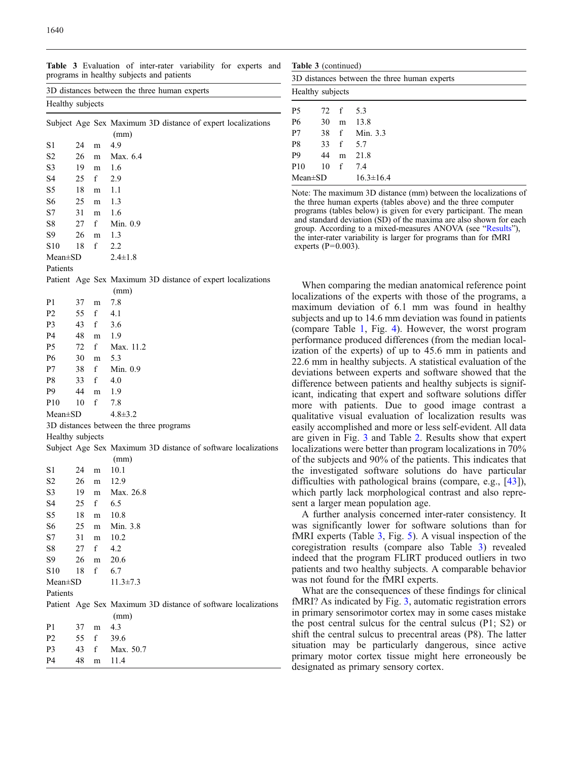**Table 3** Evaluation of inter-rater variability for experts and programs in healthy subjects and patients

| 3D distances between the three human experts | | | |
|---|---|---|---|
| **Healthy subjects** | | | |
| Subject | Age | Sex | Maximum 3D distance of expert localizations (mm) |
| S1 | 24 | m | 4.9 |
| S2 | 26 | m | Max. 6.4 |
| S3 | 19 | m | 1.6 |
| S4 | 25 | f | 2.9 |
| S5 | 18 | m | 1.1 |
| S6 | 25 | m | 1.3 |
| S7 | 31 | m | 1.6 |
| S8 | 27 | f | Min. 0.9 |
| S9 | 26 | m | 1.3 |
| S10 | 18 | f | 2.2 |
| Mean±SD | | | 2.4±1.8 |
| **Patients** | | | |
| Patient | Age | Sex | Maximum 3D distance of expert localizations (mm) |
| P1 | 37 | m | 7.8 |
| P2 | 55 | f | 4.1 |
| P3 | 43 | f | 3.6 |
| P4 | 48 | m | 1.9 |
| P5 | 72 | f | Max. 11.2 |
| P6 | 30 | m | 5.3 |
| P7 | 38 | f | Min. 0.9 |
| P8 | 33 | f | 4.0 |
| P9 | 44 | m | 1.9 |
| P10 | 10 | f | 7.8 |
| Mean±SD | | | 4.8±3.2 |
| **3D distances between the three programs** | | | |
| **Healthy subjects** | | | |
| Subject | Age | Sex | Maximum 3D distance of software localizations (mm) |
| S1 | 24 | m | 10.1 |
| S2 | 26 | m | 12.9 |
| S3 | 19 | m | Max. 26.8 |
| S4 | 25 | f | 6.5 |
| S5 | 18 | m | 10.8 |
| S6 | 25 | m | Min. 3.8 |
| S7 | 31 | m | 10.2 |
| S8 | 27 | f | 4.2 |
| S9 | 26 | m | 20.6 |
| S10 | 18 | f | 6.7 |
| Mean±SD | | | 11.3±7.3 |
| **Patients** | | | |
| Patient | Age | Sex | Maximum 3D distance of software localizations (mm) |
| P1 | 37 | m | 4.3 |
| P2 | 55 | f | 39.6 |
| P3 | 43 | f | Max. 50.7 |
| P4 | 48 | m | 11.4 |
| P5 | 72 | f | 5.3 |
| P6 | 30 | m | 13.8 |
| P7 | 38 | f | Min. 3.3 |
| P8 | 33 | f | 5.7 |
| P9 | 44 | m | 21.8 |
| P10 | 10 | f | 7.4 |
| Mean±SD | | | 16.3±16.4 |

Note: The maximum 3D distance (mm) between the localizations of the three human experts (tables above) and the three computer programs (tables below) is given for every participant. The mean and standard deviation (SD) of the maxima are also shown for each group. According to a mixed-measures ANOVA (see "Results"), the inter-rater variability is larger for programs than for fMRI experts (P=0.003).

When comparing the median anatomical reference point localizations of the experts with those of the programs, a maximum deviation of 6.1 mm was found in healthy subjects and up to 14.6 mm deviation was found in patients (compare Table 1, Fig. 4). However, the worst program performance produced differences (from the median localization of the experts) of up to 45.6 mm in patients and 22.6 mm in healthy subjects. A statistical evaluation of the deviations between experts and software showed that the difference between patients and healthy subjects is significant, indicating that expert and software solutions differ more with patients. Due to good image contrast a qualitative visual evaluation of localization results was easily accomplished and more or less self-evident. All data are given in Fig. 3 and Table 2. Results show that expert localizations were better than program localizations in 70% of the subjects and 90% of the patients. This indicates that the investigated software solutions do have particular difficulties with pathological brains (compare, e.g., [43]), which partly lack morphological contrast and also represent a larger mean population age.

A further analysis concerned inter-rater consistency. It was significantly lower for software solutions than for fMRI experts (Table 3, Fig. 5). A visual inspection of the coregistration results (compare also Table 3) revealed indeed that the program FLIRT produced outliers in two patients and two healthy subjects. A comparable behavior was not found for the fMRI experts.

What are the consequences of these findings for clinical fMRI? As indicated by Fig. 3, automatic registration errors in primary sensorimotor cortex may in some cases mistake the post central sulcus for the central sulcus (P1; S2) or shift the central sulcus to precentral areas (P8). The latter situation may be particularly dangerous, since active primary motor cortex tissue might here erroneously be designated as primary sensory cortex.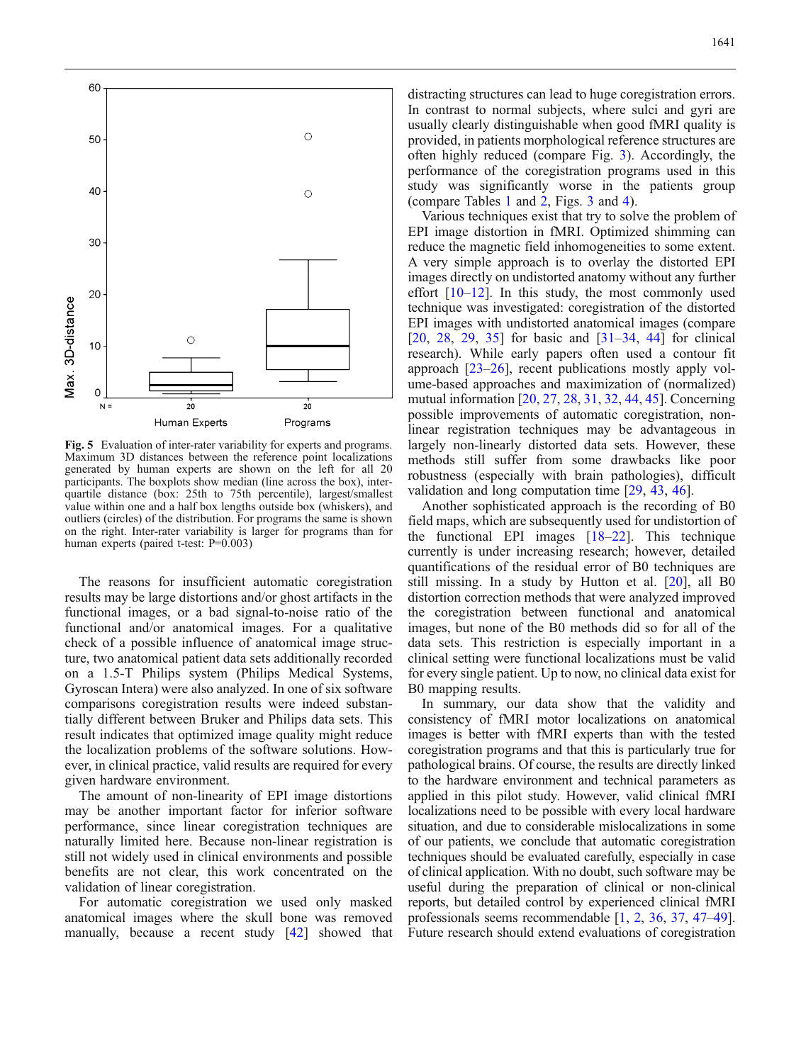Fig. 5 Evaluation of inter-rater variability for experts and programs. Maximum 3D distances between the reference point localizations generated by human experts are shown on the left for all 20 participants. The boxplots show median (line across the box), interquartile distance (box: 25th to 75th percentile), largest/smallest value within one and a half box lengths outside box (whiskers), and outliers (circles) of the distribution. For programs the same is shown on the right. Inter-rater variability is larger for programs than for human experts (paired t-test: P=0.003)

The reasons for insufficient automatic coregistration results may be large distortions and/or ghost artifacts in the functional images, or a bad signal-to-noise ratio of the functional and/or anatomical images. For a qualitative check of a possible influence of anatomical image structure, two anatomical patient data sets additionally recorded on a 1.5-T Philips system (Philips Medical Systems, Gyroscan Intera) were also analyzed. In one of six software comparisons coregistration results were indeed substantially different between Bruker and Philips data sets. This result indicates that optimized image quality might reduce the localization problems of the software solutions. However, in clinical practice, valid results are required for every given hardware environment.

The amount of non-linearity of EPI image distortions may be another important factor for inferior software performance, since linear coregistration techniques are naturally limited here. Because non-linear registration is still not widely used in clinical environments and possible benefits are not clear, this work concentrated on the validation of linear coregistration.

For automatic coregistration we used only masked anatomical images where the skull bone was removed manually, because a recent study [42] showed that distracting structures can lead to huge coregistration errors. In contrast to normal subjects, where sulci and gyri are usually clearly distinguishable when good fMRI quality is provided, in patients morphological reference structures are often highly reduced (compare Fig. 3). Accordingly, the performance of the coregistration programs used in this study was significantly worse in the patients group (compare Tables 1 and 2, Figs. 3 and 4).

Various techniques exist that try to solve the problem of EPI image distortion in fMRI. Optimized shimming can reduce the magnetic field inhomogeneities to some extent. A very simple approach is to overlay the distorted EPI images directly on undistorted anatomy without any further effort [10–12]. In this study, the most commonly used technique was investigated: coregistration of the distorted EPI images with undistorted anatomical images (compare [20, 28, 29, 35] for basic and [31–34, 44] for clinical research). While early papers often used a contour fit approach [23–26], recent publications mostly apply volume-based approaches and maximization of (normalized) mutual information [20, 27, 28, 31, 32, 44, 45]. Concerning possible improvements of automatic coregistration, non-linear registration techniques may be advantageous in largely non-linearly distorted data sets. However, these methods still suffer from some drawbacks like poor robustness (especially with brain pathologies), difficult validation and long computation time [29, 43, 46].

Another sophisticated approach is the recording of B0 field maps, which are subsequently used for undistortion of the functional EPI images [18–22]. This technique currently is under increasing research; however, detailed quantifications of the residual error of B0 techniques are still missing. In a study by Hutton et al. [20], all B0 distortion correction methods that were analyzed improved the coregistration between functional and anatomical images, but none of the B0 methods did so for all of the data sets. This restriction is especially important in a clinical setting were functional localizations must be valid for every single patient. Up to now, no clinical data exist for B0 mapping results.

In summary, our data show that the validity and consistency of fMRI motor localizations on anatomical images is better with fMRI experts than with the tested coregistration programs and that this is particularly true for pathological brains. Of course, the results are directly linked to the hardware environment and technical parameters as applied in this pilot study. However, valid clinical fMRI localizations need to be possible with every local hardware situation, and due to considerable mislocalizations in some of our patients, we conclude that automatic coregistration techniques should be evaluated carefully, especially in case of clinical application. With no doubt, such software may be useful during the preparation of clinical or non-clinical reports, but detailed control by experienced clinical fMRI professionals seems recommendable [1, 2, 36, 37, 47–49]. Future research should extend evaluations of coregistration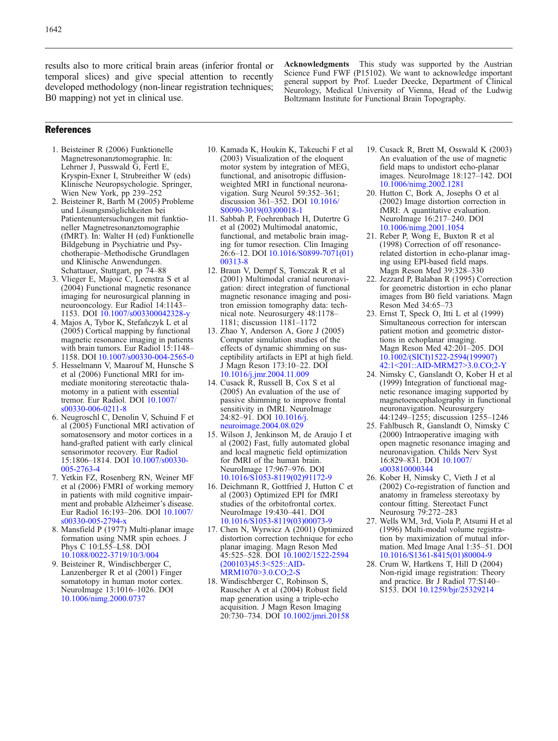results also to more critical brain areas (inferior frontal or temporal slices) and give special attention to recently developed methodology (non-linear registration techniques; B0 mapping) not yet in clinical use.

**Acknowledgments** This study was supported by the Austrian Science Fund FWF (P15102). We want to acknowledge important general support by Prof. Lueder Deecke, Department of Clinical Neurology, Medical University of Vienna, Head of the Ludwig Boltzmann Institute for Functional Brain Topography.

## References

1. Beisteiner R (2006) Funktionelle Magnetresonanztomographie. In: Lehrner J, Pusswald G, Fertl E, Kryspin-Exner I, Strubreither W (eds) Klinische Neuropsychologie. Springer, Wien New York, pp 239–252
2. Beisteiner R, Barth M (2005) Probleme und Lösungsmöglichkeiten bei Patientenuntersuchungen mit funktioneller Magnetresonanztomographie (fMRT). In: Walter H (ed) Funktionelle Bildgebung in Psychiatrie und Psychotherapie–Methodische Grundlagen und Klinische Anwendungen. Schattauer, Stuttgart, pp 74–88
3. Vlieger E, Majoie C, Leenstra S et al (2004) Functional magnetic resonance imaging for neurosurgical planning in neurooncology. Eur Radiol 14:1143–1153. DOI 10.1007/s003300042328-y
4. Majos A, Tybor K, Stefañczyk L et al (2005) Cortical mapping by functional magnetic resonance imaging in patients with brain tumors. Eur Radiol 15:1148–1158. DOI 10.1007/s00330-004-2565-0
5. Hesselmann V, Maarouf M, Hunsche S et al (2006) Functional MRI for immediate monitoring stereotactic thalamotomy in a patient with essential tremor. Eur Radiol. DOI 10.1007/s00330-006-0211-8
6. Neugroschl C, Denolin V, Schuind F et al (2005) Functional MRI activation of somatosensory and motor cortices in a hand-grafted patient with early clinical sensorimotor recovery. Eur Radiol 15:1806–1814. DOI 10.1007/s00330-005-2763-4
7. Yetkin FZ, Rosenberg RN, Weiner MF et al (2006) FMRI of working memory in patients with mild cognitive impairment and probable Alzheimer's disease. Eur Radiol 16:193–206. DOI 10.1007/s00330-005-2794-x
8. Mansfield P (1977) Multi-planar image formation using NMR spin echoes. J Phys C 10:L55–L58. DOI 10.1088/0022-3719/10/3/004
9. Beisteiner R, Windischberger C, Lanzenberger R et al (2001) Finger somatotopy in human motor cortex. NeuroImage 13:1016–1026. DOI 10.1006/nimg.2000.0737
10. Kamada K, Houkin K, Takeuchi F et al (2003) Visualization of the eloquent motor system by integration of MEG, functional, and anisotropic diffusion-weighted MRI in functional neuronavigation. Surg Neurol 59:352–361; discussion 361–352. DOI 10.1016/S0090-3019(03)00018-1
11. Sabbah P, Foehrenbach H, Dutertre G et al (2002) Multimodal anatomic, functional, and metabolic brain imaging for tumor resection. Clin Imaging 26:6–12. DOI 10.1016/S0899-7071(01)00313-8
12. Braun V, Dempf S, Tomczak R et al (2001) Multimodal cranial neuronavigation: direct integration of functional magnetic resonance imaging and positron emission tomography data: technical note. Neurosurgery 48:1178–1181; discussion 1181–1172
13. Zhao Y, Anderson A, Gore J (2005) Computer simulation studies of the effects of dynamic shimming on susceptibility artifacts in EPI at high field. J Magn Reson 173:10–22. DOI 10.1016/j.jmr.2004.11.009
14. Cusack R, Russell B, Cox S et al (2005) An evaluation of the use of passive shimming to improve frontal sensitivity in fMRI. NeuroImage 24:82–91. DOI 10.1016/j.neuroimage.2004.08.029
15. Wilson J, Jenkinson M, de Araujo I et al (2002) Fast, fully automated global and local magnetic field optimization for fMRI of the human brain. NeuroImage 17:967–976. DOI 10.1016/S1053-8119(02)91172-9
16. Deichmann R, Gottfried J, Hutton C et al (2003) Optimized EPI for fMRI studies of the orbitofrontal cortex. NeuroImage 19:430–441. DOI 10.1016/S1053-8119(03)00073-9
17. Chen N, Wyrwicz A (2001) Optimized distortion correction technique for echo planar imaging. Magn Reson Med 45:525–528. DOI 10.1002/1522-2594(200103)45:3<525::AID-MRM1070>3.0.CO;2-S
18. Windischberger C, Robinson S, Rauscher A et al (2004) Robust field map generation using a triple-echo acquisition. J Magn Reson Imaging 20:730–734. DOI 10.1002/jmri.20158
19. Cusack R, Brett M, Osswald K (2003) An evaluation of the use of magnetic field maps to undistort echo-planar images. NeuroImage 18:127–142. DOI 10.1006/nimg.2002.1281
20. Hutton C, Bork A, Josephs O et al (2002) Image distortion correction in fMRI: A quantitative evaluation. NeuroImage 16:217–240. DOI 10.1006/nimg.2001.1054
21. Reber P, Wong E, Buxton R et al (1998) Correction of off resonance-related distortion in echo-planar imaging using EPI-based field maps. Magn Reson Med 39:328–330
22. Jezzard P, Balaban R (1995) Correction for geometric distortion in echo planar images from B0 field variations. Magn Reson Med 34:65–73
23. Ernst T, Speck O, Itti L et al (1999) Simultaneous correction for interscan patient motion and geometric distortions in echoplanar imaging. Magn Reson Med 42:201–205. DOI 10.1002/(SICI)1522-2594(199907)42:1<201::AID-MRM27>3.0.CO;2-Y
24. Nimsky C, Ganslandt O, Kober H et al (1999) Integration of functional magnetic resonance imaging supported by magnetoencephalography in functional neuronavigation. Neurosurgery 44:1249–1255; discussion 1255–1246
25. Fahlbusch R, Ganslandt O, Nimsky C (2000) Intraoperative imaging with open magnetic resonance imaging and neuronavigation. Childs Nerv Syst 16:829–831. DOI 10.1007/s003810000344
26. Kober H, Nimsky C, Vieth J et al (2002) Co-registration of function and anatomy in frameless stereotaxy by contour fitting. Stereotact Funct Neurosurg 79:272–283
27. Wells WM, 3rd, Viola P, Atsumi H et al (1996) Multi-modal volume registration by maximization of mutual information. Med Image Anal 1:35–51. DOI 10.1016/S1361-8415(01)80004-9
28. Crum W, Hartkens T, Hill D (2004) Non-rigid image registration: Theory and practice. Br J Radiol 77:S140–S153. DOI 10.1259/bjr/25329214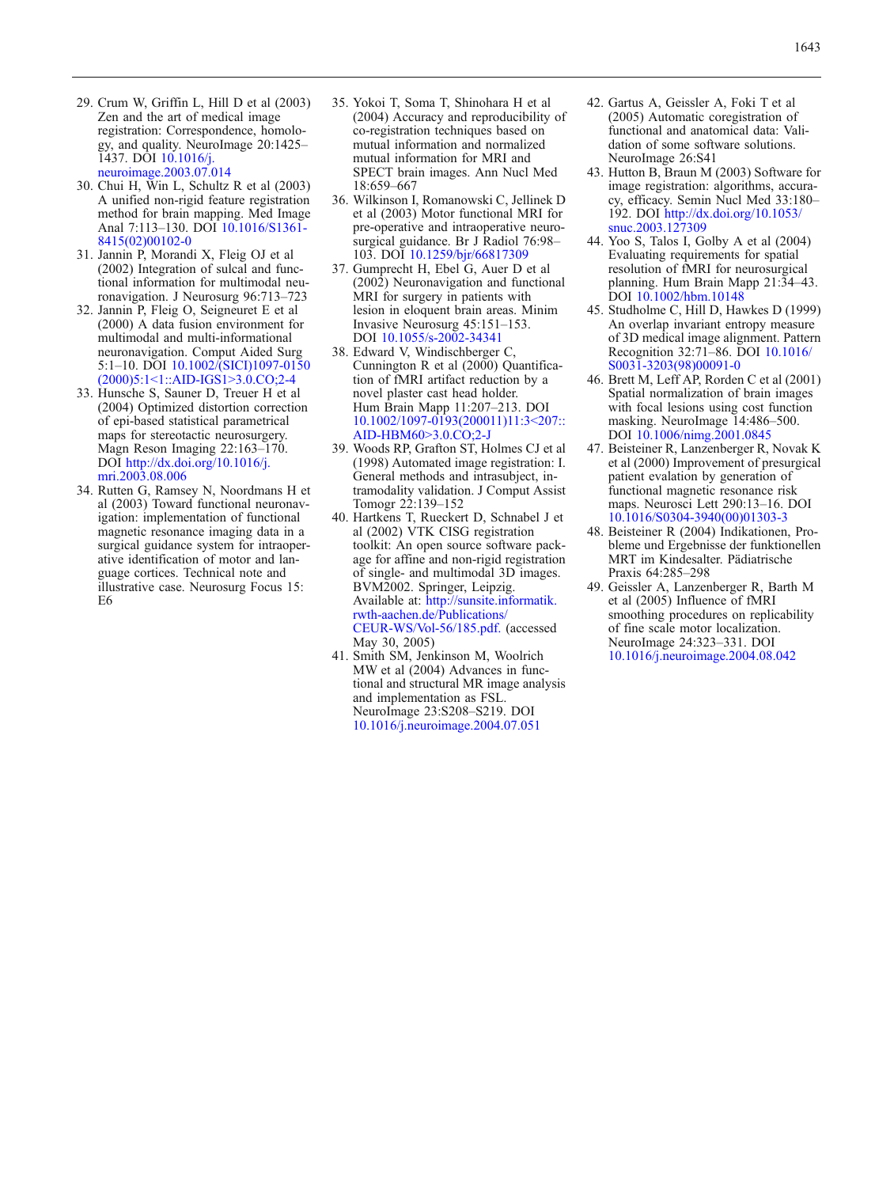29. Crum W, Griffin L, Hill D et al (2003) Zen and the art of medical image registration: Correspondence, homology, and quality. NeuroImage 20:1425–1437. DOI 10.1016/j.neuroimage.2003.07.014
30. Chui H, Win L, Schultz R et al (2003) A unified non-rigid feature registration method for brain mapping. Med Image Anal 7:113–130. DOI 10.1016/S1361-8415(02)00102-0
31. Jannin P, Morandi X, Fleig OJ et al (2002) Integration of sulcal and functional information for multimodal neuronavigation. J Neurosurg 96:713–723
32. Jannin P, Fleig O, Seigneuret E et al (2000) A data fusion environment for multimodal and multi-informational neuronavigation. Comput Aided Surg 5:1–10. DOI 10.1002/(SICI)1097-0150(2000)5:1<1::AID-IGS1>3.0.CO;2-4
33. Hunsche S, Sauner D, Treuer H et al (2004) Optimized distortion correction of epi-based statistical parametrical maps for stereotactic neurosurgery. Magn Reson Imaging 22:163–170. DOI http://dx.doi.org/10.1016/j.mri.2003.08.006
34. Rutten G, Ramsey N, Noordmans H et al (2003) Toward functional neuronavigation: implementation of functional magnetic resonance imaging data in a surgical guidance system for intraoperative identification of motor and language cortices. Technical note and illustrative case. Neurosurg Focus 15: E6
35. Yokoi T, Soma T, Shinohara H et al (2004) Accuracy and reproducibility of co-registration techniques based on mutual information and normalized mutual information for MRI and SPECT brain images. Ann Nucl Med 18:659–667
36. Wilkinson I, Romanowski C, Jellinek D et al (2003) Motor functional MRI for pre-operative and intraoperative neurosurgical guidance. Br J Radiol 76:98–103. DOI 10.1259/bjr/66817309
37. Gumprecht H, Ebel G, Auer D et al (2002) Neuronavigation and functional MRI for surgery in patients with lesion in eloquent brain areas. Minim Invasive Neurosurg 45:151–153. DOI 10.1055/s-2002-34341
38. Edward V, Windischberger C, Cunnington R et al (2000) Quantification of fMRI artifact reduction by a novel plaster cast head holder. Hum Brain Mapp 11:207–213. DOI 10.1002/1097-0193(200011)11:3<207::AID-HBM60>3.0.CO;2-J
39. Woods RP, Grafton ST, Holmes CJ et al (1998) Automated image registration: I. General methods and intrasubject, intramodality validation. J Comput Assist Tomogr 22:139–152
40. Hartkens T, Rueckert D, Schnabel J et al (2002) VTK CISG registration toolkit: An open source software package for affine and non-rigid registration of single- and multimodal 3D images. BVM2002. Springer, Leipzig. Available at: http://sunsite.informatik.rwth-aachen.de/Publications/CEUR-WS/Vol-56/185.pdf. (accessed May 30, 2005)
41. Smith SM, Jenkinson M, Woolrich MW et al (2004) Advances in functional and structural MR image analysis and implementation as FSL. NeuroImage 23:S208–S219. DOI 10.1016/j.neuroimage.2004.07.051
42. Gartus A, Geissler A, Foki T et al (2005) Automatic coregistration of functional and anatomical data: Validation of some software solutions. NeuroImage 26:S41
43. Hutton B, Braun M (2003) Software for image registration: algorithms, accuracy, efficacy. Semin Nucl Med 33:180–192. DOI http://dx.doi.org/10.1053/snuc.2003.127309
44. Yoo S, Talos I, Golby A et al (2004) Evaluating requirements for spatial resolution of fMRI for neurosurgical planning. Hum Brain Mapp 21:34–43. DOI 10.1002/hbm.10148
45. Studholme C, Hill D, Hawkes D (1999) An overlap invariant entropy measure of 3D medical image alignment. Pattern Recognition 32:71–86. DOI 10.1016/S0031-3203(98)00091-0
46. Brett M, Leff AP, Rorden C et al (2001) Spatial normalization of brain images with focal lesions using cost function masking. NeuroImage 14:486–500. DOI 10.1006/nimg.2001.0845
47. Beisteiner R, Lanzenberger R, Novak K et al (2000) Improvement of presurgical patient evalation by generation of functional magnetic resonance risk maps. Neurosci Lett 290:13–16. DOI 10.1016/S0304-3940(00)01303-3
48. Beisteiner R (2004) Indikationen, Probleme und Ergebnisse der funktionellen MRT im Kindesalter. Pädiatrische Praxis 64:285–298
49. Geissler A, Lanzenberger R, Barth M et al (2005) Influence of fMRI smoothing procedures on replicability of fine scale motor localization. NeuroImage 24:323–331. DOI 10.1016/j.neuroimage.2004.08.042